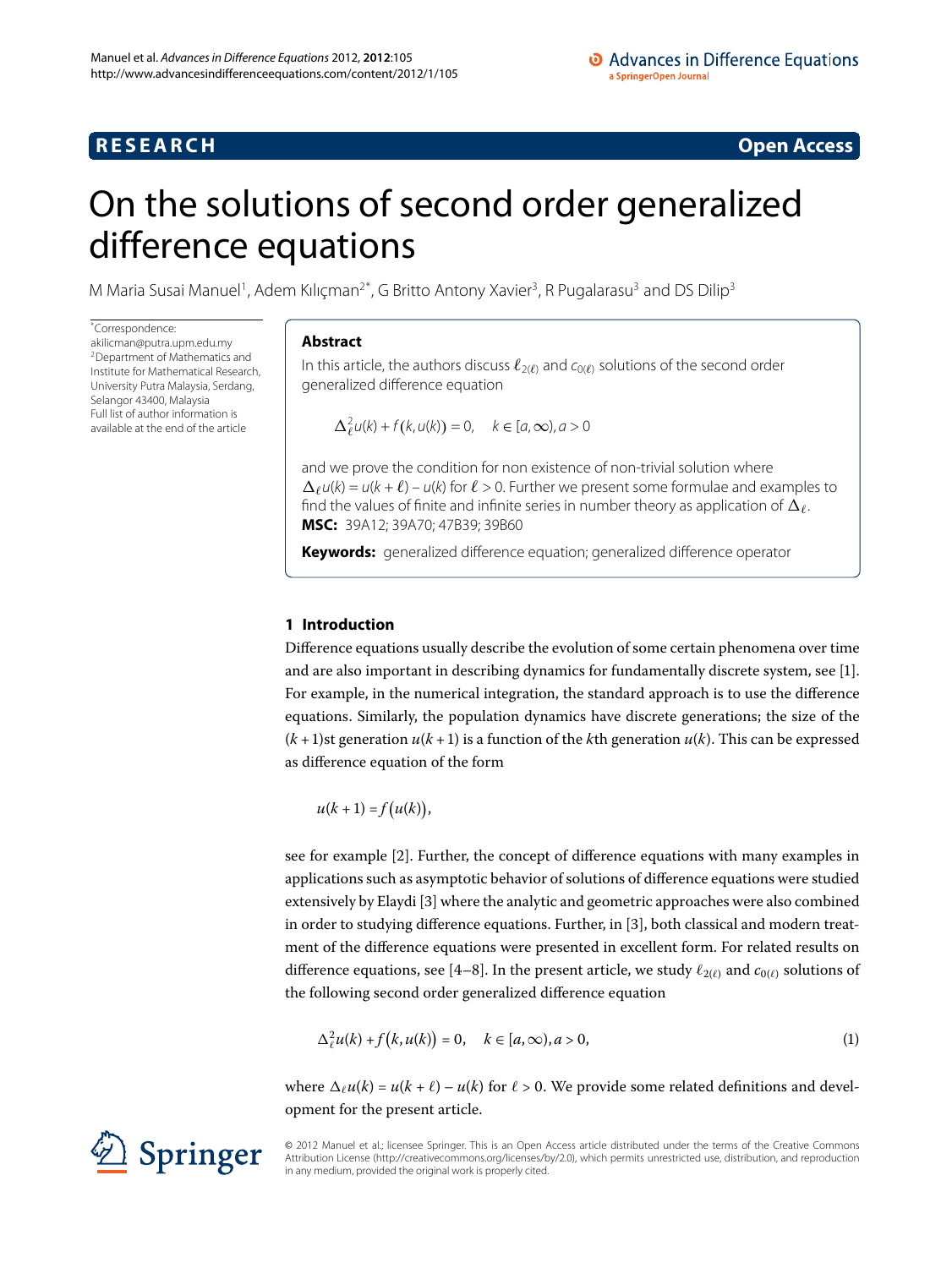RESEARCH | Open Access

# On the solutions of second order generalized difference equations

M Maria Susai Manuel[1], Adem Kılıçman[2*], G Britto Antony Xavier[3], R Pugalarasu[3] and DS Dilip[3]

*Correspondence: akilicman@putra.upm.edu.my
[2]Department of Mathematics and Institute for Mathematical Research, University Putra Malaysia, Serdang, Selangor 43400, Malaysia
Full list of author information is available at the end of the article

## Abstract

In this article, the authors discuss $\ell_{2(\ell)}$ and $c_{0(\ell)}$ solutions of the second order generalized difference equation

$$\Delta_\ell^2 u(k) + f\big(k, u(k)\big) = 0, \quad k \in [a, \infty), a > 0$$

and we prove the condition for non existence of non-trivial solution where $\Delta_\ell u(k) = u(k + \ell) - u(k)$ for $\ell > 0$. Further we present some formulae and examples to find the values of finite and infinite series in number theory as application of $\Delta_\ell$.

**MSC:** 39A12; 39A70; 47B39; 39B60

**Keywords:** generalized difference equation; generalized difference operator

## 1 Introduction

Difference equations usually describe the evolution of some certain phenomena over time and are also important in describing dynamics for fundamentally discrete system, see [1]. For example, in the numerical integration, the standard approach is to use the difference equations. Similarly, the population dynamics have discrete generations; the size of the $(k + 1)$st generation $u(k + 1)$ is a function of the $k$th generation $u(k)$. This can be expressed as difference equation of the form

$$u(k + 1) = f\big(u(k)\big),$$

see for example [2]. Further, the concept of difference equations with many examples in applications such as asymptotic behavior of solutions of difference equations were studied extensively by Elaydi [3] where the analytic and geometric approaches were also combined in order to studying difference equations. Further, in [3], both classical and modern treatment of the difference equations were presented in excellent form. For related results on difference equations, see [4–8]. In the present article, we study $\ell_{2(\ell)}$ and $c_{0(\ell)}$ solutions of the following second order generalized difference equation

$$\Delta_\ell^2 u(k) + f\big(k, u(k)\big) = 0, \quad k \in [a, \infty), a > 0, \tag{1}$$

where $\Delta_\ell u(k) = u(k + \ell) - u(k)$ for $\ell > 0$. We provide some related definitions and development for the present article.

© 2012 Manuel et al.; licensee Springer. This is an Open Access article distributed under the terms of the Creative Commons Attribution License (http://creativecommons.org/licenses/by/2.0), which permits unrestricted use, distribution, and reproduction in any medium, provided the original work is properly cited.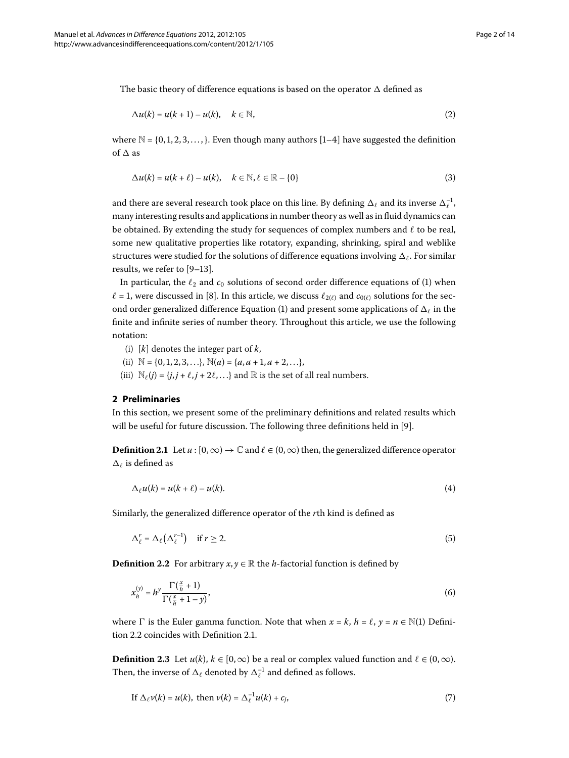The basic theory of difference equations is based on the operator $\Delta$ defined as

$$\Delta u(k) = u(k+1) - u(k), \quad k \in \mathbb{N}, \tag{2}$$

where $\mathbb{N} = \{0, 1, 2, 3, \ldots,\}$. Even though many authors [1–4] have suggested the definition of $\Delta$ as

$$\Delta u(k) = u(k+\ell) - u(k), \quad k \in \mathbb{N}, \ell \in \mathbb{R} - \{0\} \tag{3}$$

and there are several research took place on this line. By defining $\Delta_\ell$ and its inverse $\Delta_\ell^{-1}$, many interesting results and applications in number theory as well as in fluid dynamics can be obtained. By extending the study for sequences of complex numbers and $\ell$ to be real, some new qualitative properties like rotatory, expanding, shrinking, spiral and weblike structures were studied for the solutions of difference equations involving $\Delta_\ell$. For similar results, we refer to [9–13].

In particular, the $\ell_2$ and $c_0$ solutions of second order difference equations of (1) when $\ell = 1$, were discussed in [8]. In this article, we discuss $\ell_{2(\ell)}$ and $c_{0(\ell)}$ solutions for the second order generalized difference Equation (1) and present some applications of $\Delta_\ell$ in the finite and infinite series of number theory. Throughout this article, we use the following notation:

(i) $[k]$ denotes the integer part of $k$,

(ii) $\mathbb{N} = \{0, 1, 2, 3, \ldots\}$, $\mathbb{N}(a) = \{a, a+1, a+2, \ldots\}$,

(iii) $\mathbb{N}_\ell(j) = \{j, j+\ell, j+2\ell, \ldots\}$ and $\mathbb{R}$ is the set of all real numbers.

## 2 Preliminaries

In this section, we present some of the preliminary definitions and related results which will be useful for future discussion. The following three definitions held in [9].

**Definition 2.1** Let $u : [0, \infty) \to \mathbb{C}$ and $\ell \in (0, \infty)$ then, the generalized difference operator $\Delta_\ell$ is defined as

$$\Delta_\ell u(k) = u(k+\ell) - u(k). \tag{4}$$

Similarly, the generalized difference operator of the $r$th kind is defined as

$$\Delta_\ell^r = \Delta_\ell\left(\Delta_\ell^{r-1}\right) \quad \text{if } r \geq 2. \tag{5}$$

**Definition 2.2** For arbitrary $x, y \in \mathbb{R}$ the $h$-factorial function is defined by

$$x_h^{(y)} = h^y \frac{\Gamma(\frac{x}{h}+1)}{\Gamma(\frac{x}{h}+1-y)}, \tag{6}$$

where $\Gamma$ is the Euler gamma function. Note that when $x = k$, $h = \ell$, $y = n \in \mathbb{N}(1)$ Definition 2.2 coincides with Definition 2.1.

**Definition 2.3** Let $u(k)$, $k \in [0, \infty)$ be a real or complex valued function and $\ell \in (0, \infty)$. Then, the inverse of $\Delta_\ell$ denoted by $\Delta_\ell^{-1}$ and defined as follows.

$$\text{If } \Delta_\ell v(k) = u(k), \text{ then } v(k) = \Delta_\ell^{-1} u(k) + c_j, \tag{7}$$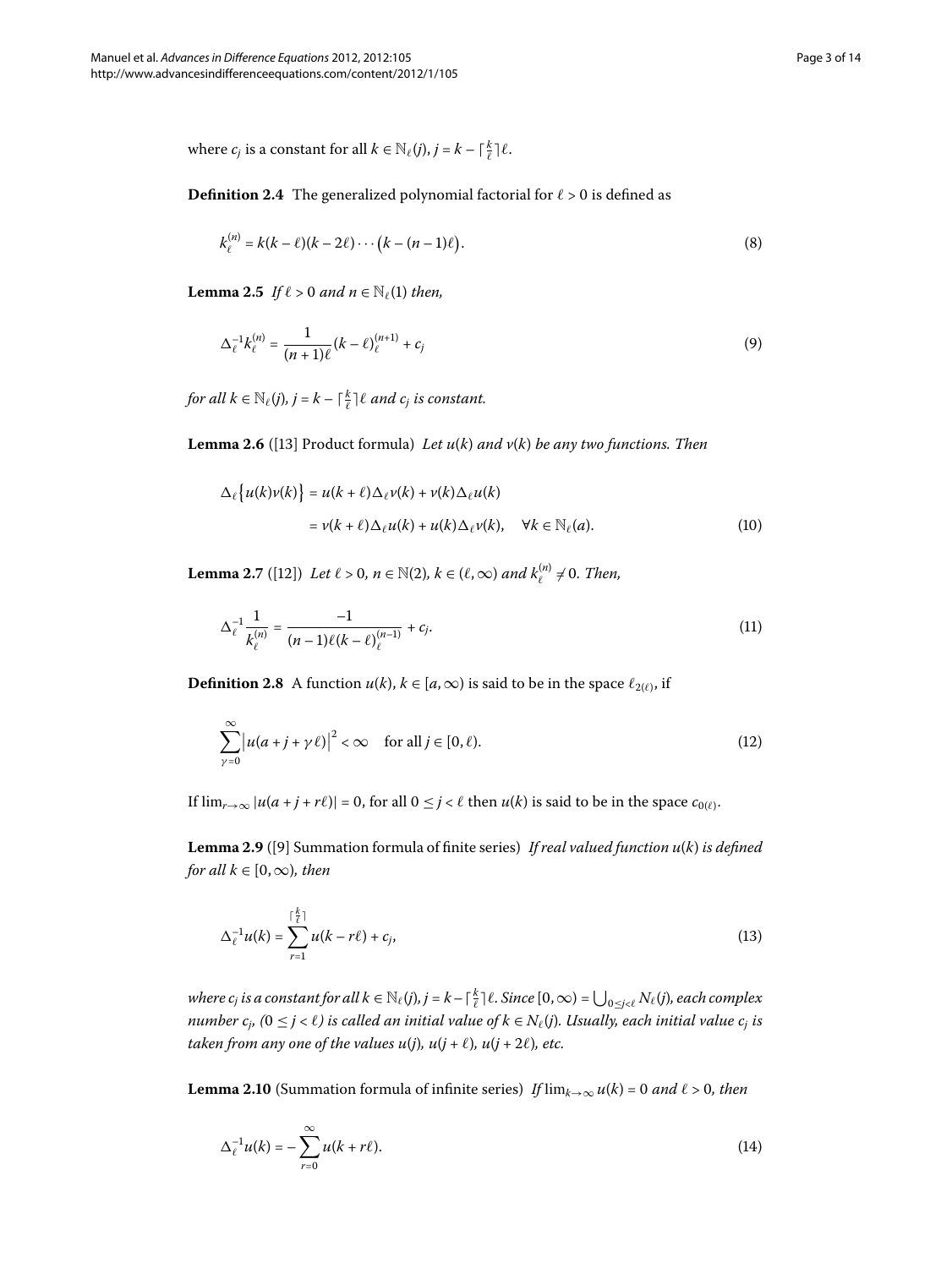where $c_j$ is a constant for all $k \in \mathbb{N}_\ell(j)$, $j = k - \lceil \frac{k}{\ell} \rceil \ell$.

**Definition 2.4** The generalized polynomial factorial for $\ell > 0$ is defined as

$$k_\ell^{(n)} = k(k-\ell)(k-2\ell)\cdots\bigl(k-(n-1)\ell\bigr). \tag{8}$$

**Lemma 2.5** *If $\ell > 0$ and $n \in \mathbb{N}_\ell(1)$ then,*

$$\Delta_\ell^{-1} k_\ell^{(n)} = \frac{1}{(n+1)\ell}(k-\ell)_\ell^{(n+1)} + c_j \tag{9}$$

*for all $k \in \mathbb{N}_\ell(j)$, $j = k - \lceil \frac{k}{\ell} \rceil \ell$ and $c_j$ is constant.*

**Lemma 2.6** ([13] Product formula) *Let $u(k)$ and $v(k)$ be any two functions. Then*

$$\begin{aligned}
\Delta_\ell\bigl\{u(k)v(k)\bigr\} &= u(k+\ell)\Delta_\ell v(k) + v(k)\Delta_\ell u(k) \\
&= v(k+\ell)\Delta_\ell u(k) + u(k)\Delta_\ell v(k), \quad \forall k \in \mathbb{N}_\ell(a).
\end{aligned} \tag{10}$$

**Lemma 2.7** ([12]) *Let $\ell > 0$, $n \in \mathbb{N}(2)$, $k \in (\ell, \infty)$ and $k_\ell^{(n)} \neq 0$. Then,*

$$\Delta_\ell^{-1} \frac{1}{k_\ell^{(n)}} = \frac{-1}{(n-1)\ell(k-\ell)_\ell^{(n-1)}} + c_j. \tag{11}$$

**Definition 2.8** A function $u(k)$, $k \in [a, \infty)$ is said to be in the space $\ell_{2(\ell)}$, if

$$\sum_{\gamma=0}^{\infty} \bigl|u(a+j+\gamma\ell)\bigr|^2 < \infty \quad \text{for all } j \in [0, \ell). \tag{12}$$

If $\lim_{r\to\infty} |u(a+j+r\ell)| = 0$, for all $0 \le j < \ell$ then $u(k)$ is said to be in the space $c_{0(\ell)}$.

**Lemma 2.9** ([9] Summation formula of finite series) *If real valued function $u(k)$ is defined for all $k \in [0, \infty)$, then*

$$\Delta_\ell^{-1} u(k) = \sum_{r=1}^{\lceil \frac{k}{\ell} \rceil} u(k - r\ell) + c_j, \tag{13}$$

*where $c_j$ is a constant for all $k \in \mathbb{N}_\ell(j)$, $j = k - \lceil \frac{k}{\ell} \rceil \ell$. Since $[0, \infty) = \bigcup_{0 \le j < \ell} N_\ell(j)$, each complex number $c_j$, $(0 \le j < \ell)$ is called an initial value of $k \in N_\ell(j)$. Usually, each initial value $c_j$ is taken from any one of the values $u(j)$, $u(j+\ell)$, $u(j+2\ell)$, etc.*

**Lemma 2.10** (Summation formula of infinite series) *If $\lim_{k\to\infty} u(k) = 0$ and $\ell > 0$, then*

$$\Delta_\ell^{-1} u(k) = -\sum_{r=0}^{\infty} u(k + r\ell). \tag{14}$$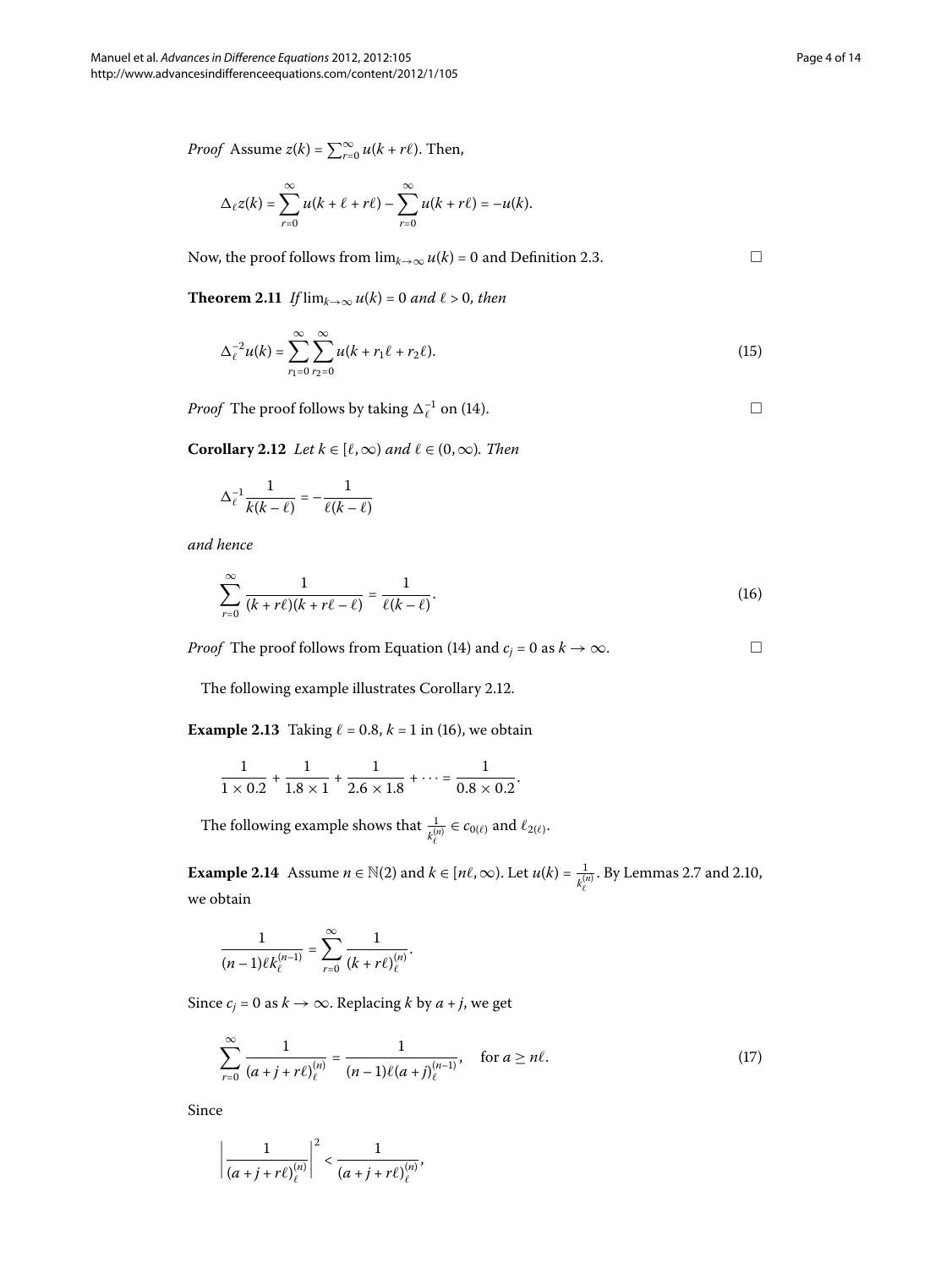*Proof* Assume $z(k) = \sum_{r=0}^{\infty} u(k + r\ell)$. Then,

$$\Delta_\ell z(k) = \sum_{r=0}^{\infty} u(k + \ell + r\ell) - \sum_{r=0}^{\infty} u(k + r\ell) = -u(k).$$

Now, the proof follows from $\lim_{k\to\infty} u(k) = 0$ and Definition 2.3. □

**Theorem 2.11** *If* $\lim_{k\to\infty} u(k) = 0$ *and* $\ell > 0$, *then*

$$\Delta_\ell^{-2} u(k) = \sum_{r_1=0}^{\infty} \sum_{r_2=0}^{\infty} u(k + r_1\ell + r_2\ell). \tag{15}$$

*Proof* The proof follows by taking $\Delta_\ell^{-1}$ on (14). □

**Corollary 2.12** *Let* $k \in [\ell, \infty)$ *and* $\ell \in (0, \infty)$. *Then*

$$\Delta_\ell^{-1} \frac{1}{k(k-\ell)} = -\frac{1}{\ell(k-\ell)}$$

*and hence*

$$\sum_{r=0}^{\infty} \frac{1}{(k + r\ell)(k + r\ell - \ell)} = \frac{1}{\ell(k-\ell)}. \tag{16}$$

*Proof* The proof follows from Equation (14) and $c_j = 0$ as $k \to \infty$. □

The following example illustrates Corollary 2.12.

**Example 2.13** Taking $\ell = 0.8$, $k = 1$ in (16), we obtain

$$\frac{1}{1 \times 0.2} + \frac{1}{1.8 \times 1} + \frac{1}{2.6 \times 1.8} + \cdots = \frac{1}{0.8 \times 0.2}.$$

The following example shows that $\frac{1}{k_\ell^{(n)}} \in c_{0(\ell)}$ and $\ell_{2(\ell)}$.

**Example 2.14** Assume $n \in \mathbb{N}(2)$ and $k \in [n\ell, \infty)$. Let $u(k) = \frac{1}{k_\ell^{(n)}}$. By Lemmas 2.7 and 2.10, we obtain

$$\frac{1}{(n-1)\ell k_\ell^{(n-1)}} = \sum_{r=0}^{\infty} \frac{1}{(k + r\ell)_\ell^{(n)}}.$$

Since $c_j = 0$ as $k \to \infty$. Replacing $k$ by $a + j$, we get

$$\sum_{r=0}^{\infty} \frac{1}{(a + j + r\ell)_\ell^{(n)}} = \frac{1}{(n-1)\ell(a + j)_\ell^{(n-1)}}, \quad \text{for } a \geq n\ell. \tag{17}$$

Since

$$\left| \frac{1}{(a + j + r\ell)_\ell^{(n)}} \right|^2 < \frac{1}{(a + j + r\ell)_\ell^{(n)}},$$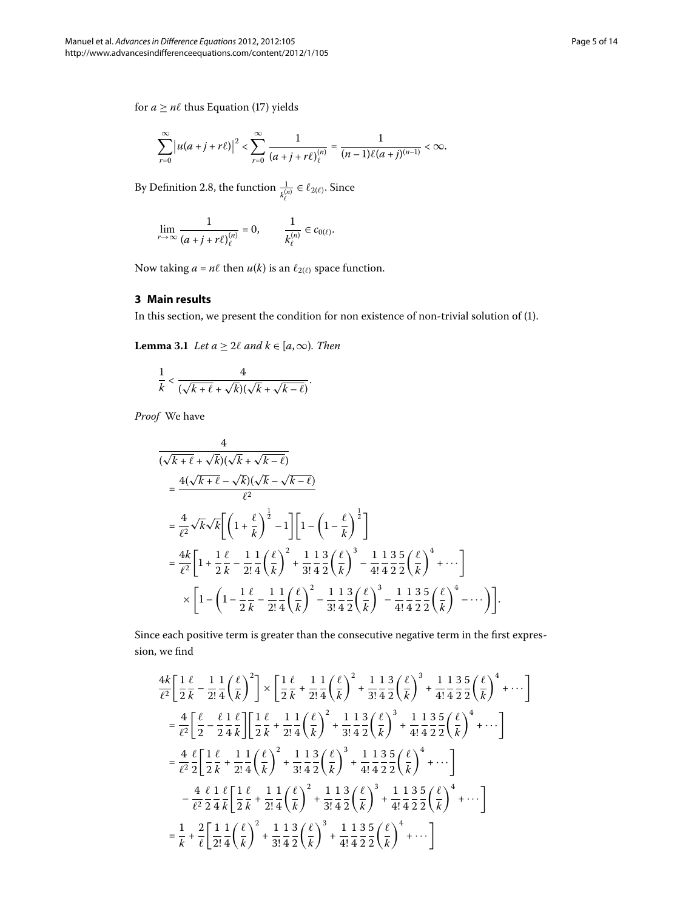for $a \geq n\ell$ thus Equation (17) yields

$$\sum_{r=0}^{\infty} \left|u(a+j+r\ell)\right|^2 < \sum_{r=0}^{\infty} \frac{1}{(a+j+r\ell)_\ell^{(n)}} = \frac{1}{(n-1)\ell(a+j)^{(n-1)}} < \infty.$$

By Definition 2.8, the function $\frac{1}{k_\ell^{(n)}} \in \ell_{2(\ell)}$. Since

$$\lim_{r\to\infty} \frac{1}{(a+j+r\ell)_\ell^{(n)}} = 0, \qquad \frac{1}{k_\ell^{(n)}} \in c_{0(\ell)}.$$

Now taking $a = n\ell$ then $u(k)$ is an $\ell_{2(\ell)}$ space function.

## 3 Main results

In this section, we present the condition for non existence of non-trivial solution of (1).

**Lemma 3.1** *Let $a \geq 2\ell$ and $k \in [a, \infty)$. Then*

$$\frac{1}{k} < \frac{4}{(\sqrt{k+\ell}+\sqrt{k})(\sqrt{k}+\sqrt{k-\ell})}.$$

*Proof* We have

$$\begin{aligned}
&\frac{4}{(\sqrt{k+\ell}+\sqrt{k})(\sqrt{k}+\sqrt{k-\ell})} \\
&\quad= \frac{4(\sqrt{k+\ell}-\sqrt{k})(\sqrt{k}-\sqrt{k-\ell})}{\ell^2} \\
&\quad= \frac{4}{\ell^2}\sqrt{k}\sqrt{k}\left[\left(1+\frac{\ell}{k}\right)^{\frac{1}{2}}-1\right]\left[1-\left(1-\frac{\ell}{k}\right)^{\frac{1}{2}}\right] \\
&\quad= \frac{4k}{\ell^2}\left[1+\frac{1}{2}\frac{\ell}{k}-\frac{1}{2!}\frac{1}{4}\left(\frac{\ell}{k}\right)^2+\frac{1}{3!}\frac{1}{4}\frac{3}{2}\left(\frac{\ell}{k}\right)^3-\frac{1}{4!}\frac{1}{4}\frac{3}{2}\frac{5}{2}\left(\frac{\ell}{k}\right)^4+\cdots\right] \\
&\qquad\times\left[1-\left(1-\frac{1}{2}\frac{\ell}{k}-\frac{1}{2!}\frac{1}{4}\left(\frac{\ell}{k}\right)^2-\frac{1}{3!}\frac{1}{4}\frac{3}{2}\left(\frac{\ell}{k}\right)^3-\frac{1}{4!}\frac{1}{4}\frac{3}{2}\frac{5}{2}\left(\frac{\ell}{k}\right)^4-\cdots\right)\right].
\end{aligned}$$

Since each positive term is greater than the consecutive negative term in the first expression, we find

$$\begin{aligned}
&\frac{4k}{\ell^2}\left[\frac{1}{2}\frac{\ell}{k}-\frac{1}{2!}\frac{1}{4}\left(\frac{\ell}{k}\right)^2\right]\times\left[\frac{1}{2}\frac{\ell}{k}+\frac{1}{2!}\frac{1}{4}\left(\frac{\ell}{k}\right)^2+\frac{1}{3!}\frac{1}{4}\frac{3}{2}\left(\frac{\ell}{k}\right)^3+\frac{1}{4!}\frac{1}{4}\frac{3}{2}\frac{5}{2}\left(\frac{\ell}{k}\right)^4+\cdots\right] \\
&\quad= \frac{4}{\ell^2}\left[\frac{\ell}{2}-\frac{\ell}{2}\frac{1}{4}\frac{\ell}{k}\right]\left[\frac{1}{2}\frac{\ell}{k}+\frac{1}{2!}\frac{1}{4}\left(\frac{\ell}{k}\right)^2+\frac{1}{3!}\frac{1}{4}\frac{3}{2}\left(\frac{\ell}{k}\right)^3+\frac{1}{4!}\frac{1}{4}\frac{3}{2}\frac{5}{2}\left(\frac{\ell}{k}\right)^4+\cdots\right] \\
&\quad= \frac{4}{\ell^2}\frac{\ell}{2}\left[\frac{1}{2}\frac{\ell}{k}+\frac{1}{2!}\frac{1}{4}\left(\frac{\ell}{k}\right)^2+\frac{1}{3!}\frac{1}{4}\frac{3}{2}\left(\frac{\ell}{k}\right)^3+\frac{1}{4!}\frac{1}{4}\frac{3}{2}\frac{5}{2}\left(\frac{\ell}{k}\right)^4+\cdots\right] \\
&\qquad-\frac{4}{\ell^2}\frac{\ell}{2}\frac{1}{4}\frac{\ell}{k}\left[\frac{1}{2}\frac{\ell}{k}+\frac{1}{2!}\frac{1}{4}\left(\frac{\ell}{k}\right)^2+\frac{1}{3!}\frac{1}{4}\frac{3}{2}\left(\frac{\ell}{k}\right)^3+\frac{1}{4!}\frac{1}{4}\frac{3}{2}\frac{5}{2}\left(\frac{\ell}{k}\right)^4+\cdots\right] \\
&\quad= \frac{1}{k}+\frac{2}{\ell}\left[\frac{1}{2!}\frac{1}{4}\left(\frac{\ell}{k}\right)^2+\frac{1}{3!}\frac{1}{4}\frac{3}{2}\left(\frac{\ell}{k}\right)^3+\frac{1}{4!}\frac{1}{4}\frac{3}{2}\frac{5}{2}\left(\frac{\ell}{k}\right)^4+\cdots\right]
\end{aligned}$$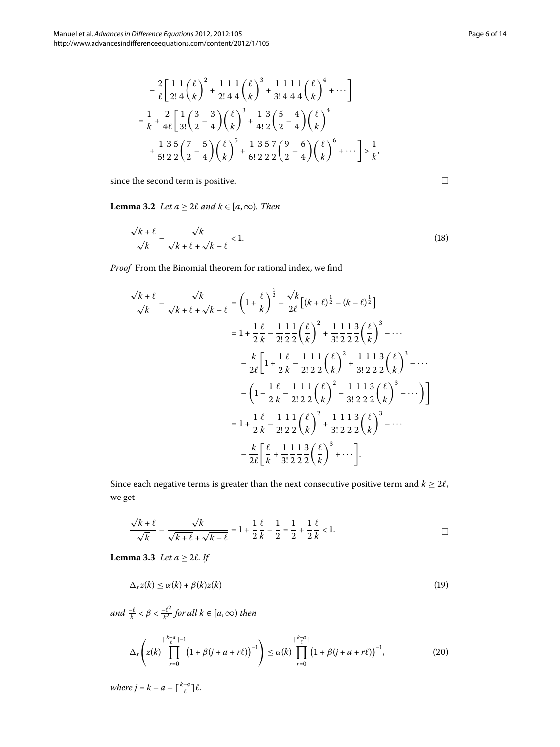$$- \frac{2}{\ell}\left[\frac{1}{2!}\frac{1}{4}\left(\frac{\ell}{k}\right)^2 + \frac{1}{2!}\frac{1}{4}\frac{1}{4}\left(\frac{\ell}{k}\right)^3 + \frac{1}{3!}\frac{1}{4}\frac{1}{4}\frac{1}{4}\left(\frac{\ell}{k}\right)^4 + \cdots\right]$$

$$= \frac{1}{k} + \frac{2}{4\ell}\left[\frac{1}{3!}\left(\frac{3}{2} - \frac{3}{4}\right)\left(\frac{\ell}{k}\right)^3 + \frac{1}{4!}\frac{3}{2}\left(\frac{5}{2} - \frac{4}{4}\right)\left(\frac{\ell}{k}\right)^4 + \frac{1}{5!}\frac{3}{2}\frac{5}{2}\left(\frac{7}{2} - \frac{5}{4}\right)\left(\frac{\ell}{k}\right)^5 + \frac{1}{6!}\frac{3}{2}\frac{5}{2}\frac{7}{2}\left(\frac{9}{2} - \frac{6}{4}\right)\left(\frac{\ell}{k}\right)^6 + \cdots\right] > \frac{1}{k},$$

since the second term is positive. □

**Lemma 3.2** *Let $a \geq 2\ell$ and $k \in [a, \infty)$. Then*

$$\frac{\sqrt{k+\ell}}{\sqrt{k}} - \frac{\sqrt{k}}{\sqrt{k+\ell} + \sqrt{k-\ell}} < 1. \tag{18}$$

*Proof* From the Binomial theorem for rational index, we find

$$\begin{aligned}
\frac{\sqrt{k+\ell}}{\sqrt{k}} - \frac{\sqrt{k}}{\sqrt{k+\ell} + \sqrt{k-\ell}} &= \left(1 + \frac{\ell}{k}\right)^{\frac{1}{2}} - \frac{\sqrt{k}}{2\ell}\left[(k+\ell)^{\frac{1}{2}} - (k-\ell)^{\frac{1}{2}}\right] \\
&= 1 + \frac{1}{2}\frac{\ell}{k} - \frac{1}{2!}\frac{1}{2}\frac{1}{2}\left(\frac{\ell}{k}\right)^2 + \frac{1}{3!}\frac{1}{2}\frac{1}{2}\frac{3}{2}\left(\frac{\ell}{k}\right)^3 - \cdots \\
&\quad - \frac{k}{2\ell}\left[1 + \frac{1}{2}\frac{\ell}{k} - \frac{1}{2!}\frac{1}{2}\frac{1}{2}\left(\frac{\ell}{k}\right)^2 + \frac{1}{3!}\frac{1}{2}\frac{1}{2}\frac{3}{2}\left(\frac{\ell}{k}\right)^3 - \cdots \right. \\
&\quad \left. - \left(1 - \frac{1}{2}\frac{\ell}{k} - \frac{1}{2!}\frac{1}{2}\frac{1}{2}\left(\frac{\ell}{k}\right)^2 - \frac{1}{3!}\frac{1}{2}\frac{1}{2}\frac{3}{2}\left(\frac{\ell}{k}\right)^3 - \cdots\right)\right] \\
&= 1 + \frac{1}{2}\frac{\ell}{k} - \frac{1}{2!}\frac{1}{2}\frac{1}{2}\left(\frac{\ell}{k}\right)^2 + \frac{1}{3!}\frac{1}{2}\frac{1}{2}\frac{3}{2}\left(\frac{\ell}{k}\right)^3 - \cdots \\
&\quad - \frac{k}{2\ell}\left[\frac{\ell}{k} + \frac{1}{3!}\frac{1}{2}\frac{1}{2}\frac{3}{2}\left(\frac{\ell}{k}\right)^3 + \cdots\right].
\end{aligned}$$

Since each negative terms is greater than the next consecutive positive term and $k \geq 2\ell$, we get

$$\frac{\sqrt{k+\ell}}{\sqrt{k}} - \frac{\sqrt{k}}{\sqrt{k+\ell} + \sqrt{k-\ell}} = 1 + \frac{1}{2}\frac{\ell}{k} - \frac{1}{2} = \frac{1}{2} + \frac{1}{2}\frac{\ell}{k} < 1.$$

□

**Lemma 3.3** *Let $a \geq 2\ell$. If*

$$\Delta_\ell z(k) \leq \alpha(k) + \beta(k)z(k) \tag{19}$$

*and $\frac{-\ell}{k} < \beta < \frac{-\ell^2}{k^2}$ for all $k \in [a, \infty)$ then*

$$\Delta_\ell\left(z(k)\prod_{r=0}^{\lceil\frac{k-a}{\ell}\rceil - 1}\left(1 + \beta(j + a + r\ell)\right)^{-1}\right) \leq \alpha(k)\prod_{r=0}^{\lceil\frac{k-a}{\ell}\rceil}\left(1 + \beta(j + a + r\ell)\right)^{-1}, \tag{20}$$

*where $j = k - a - \lceil\frac{k-a}{\ell}\rceil\ell$.*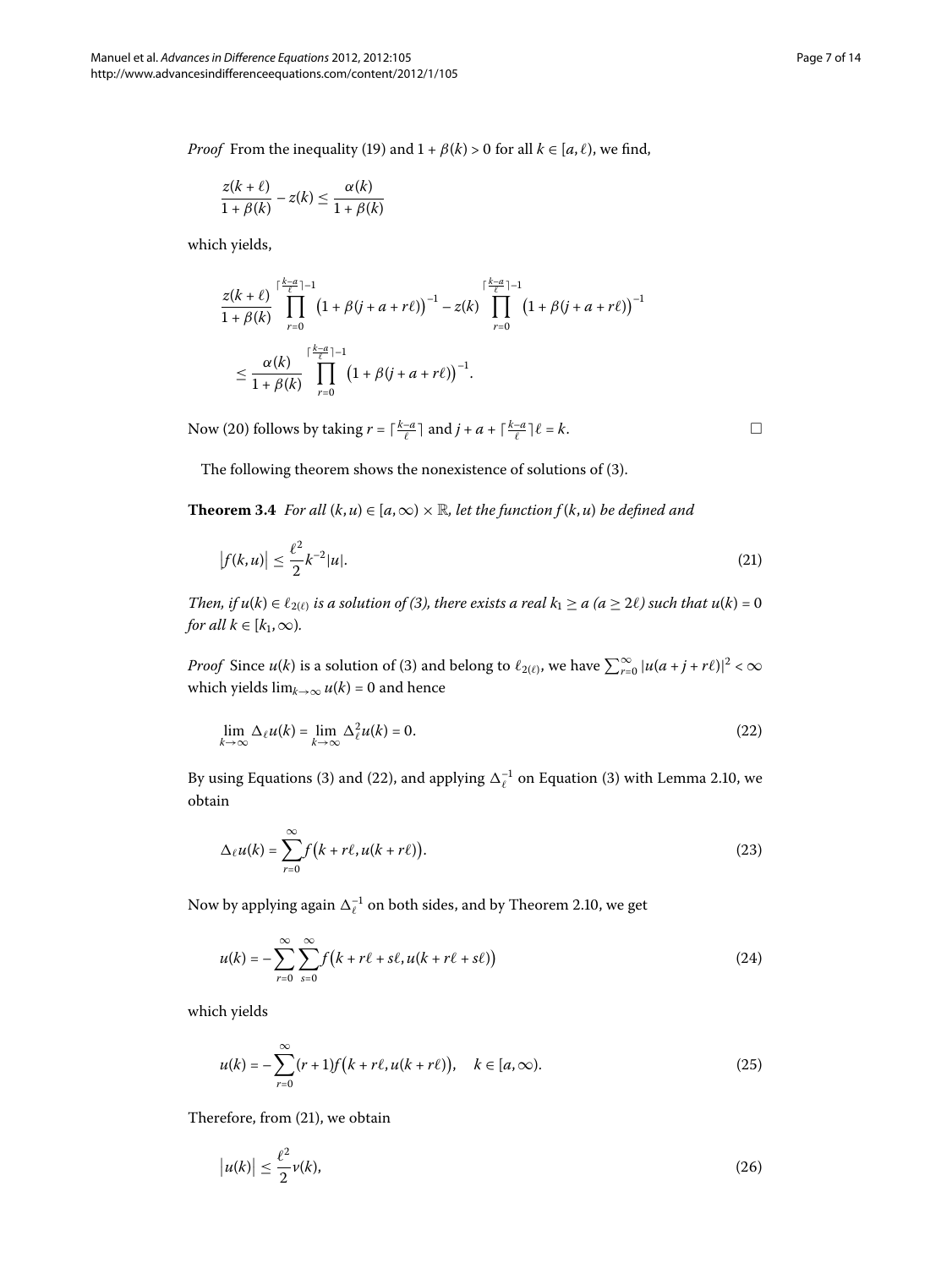*Proof* From the inequality (19) and $1 + \beta(k) > 0$ for all $k \in [a, \ell)$, we find,

$$\frac{z(k+\ell)}{1+\beta(k)} - z(k) \le \frac{\alpha(k)}{1+\beta(k)}$$

which yields,

$$\frac{z(k+\ell)}{1+\beta(k)} \prod_{r=0}^{\lceil \frac{k-a}{\ell} \rceil - 1} \bigl(1+\beta(j+a+r\ell)\bigr)^{-1} - z(k) \prod_{r=0}^{\lceil \frac{k-a}{\ell} \rceil - 1} \bigl(1+\beta(j+a+r\ell)\bigr)^{-1}$$

$$\le \frac{\alpha(k)}{1+\beta(k)} \prod_{r=0}^{\lceil \frac{k-a}{\ell} \rceil - 1} \bigl(1+\beta(j+a+r\ell)\bigr)^{-1}.$$

Now (20) follows by taking $r = \lceil \frac{k-a}{\ell} \rceil$ and $j + a + \lceil \frac{k-a}{\ell} \rceil \ell = k$. □

The following theorem shows the nonexistence of solutions of (3).

**Theorem 3.4** *For all $(k, u) \in [a, \infty) \times \mathbb{R}$, let the function $f(k, u)$ be defined and*

$$\bigl|f(k,u)\bigr| \le \frac{\ell^2}{2} k^{-2} |u|. \tag{21}$$

*Then, if $u(k) \in \ell_{2(\ell)}$ is a solution of (3), there exists a real $k_1 \ge a$ ($a \ge 2\ell$) such that $u(k) = 0$ for all $k \in [k_1, \infty)$.*

*Proof* Since $u(k)$ is a solution of (3) and belong to $\ell_{2(\ell)}$, we have $\sum_{r=0}^{\infty} |u(a+j+r\ell)|^2 < \infty$ which yields $\lim_{k\to\infty} u(k) = 0$ and hence

$$\lim_{k\to\infty} \Delta_\ell u(k) = \lim_{k\to\infty} \Delta_\ell^2 u(k) = 0. \tag{22}$$

By using Equations (3) and (22), and applying $\Delta_\ell^{-1}$ on Equation (3) with Lemma 2.10, we obtain

$$\Delta_\ell u(k) = \sum_{r=0}^{\infty} f\bigl(k+r\ell, u(k+r\ell)\bigr). \tag{23}$$

Now by applying again $\Delta_\ell^{-1}$ on both sides, and by Theorem 2.10, we get

$$u(k) = -\sum_{r=0}^{\infty} \sum_{s=0}^{\infty} f\bigl(k+r\ell+s\ell, u(k+r\ell+s\ell)\bigr) \tag{24}$$

which yields

$$u(k) = -\sum_{r=0}^{\infty} (r+1) f\bigl(k+r\ell, u(k+r\ell)\bigr), \quad k \in [a, \infty). \tag{25}$$

Therefore, from (21), we obtain

$$\bigl|u(k)\bigr| \le \frac{\ell^2}{2} v(k), \tag{26}$$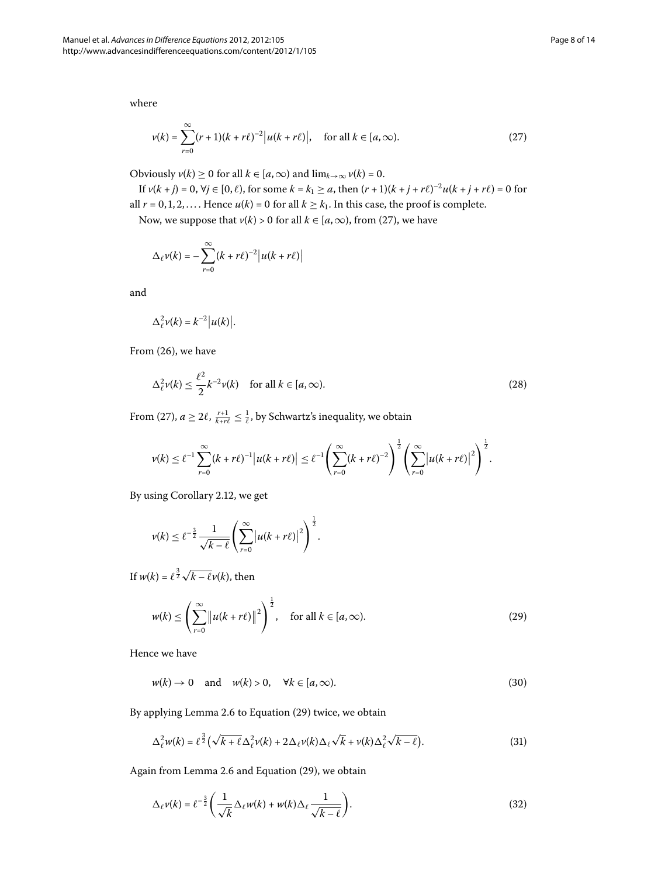where

$$v(k) = \sum_{r=0}^{\infty}(r+1)(k+r\ell)^{-2}\left|u(k+r\ell)\right|, \quad \text{for all } k \in [a,\infty). \tag{27}$$

Obviously $v(k) \geq 0$ for all $k \in [a,\infty)$ and $\lim_{k\to\infty} v(k) = 0$.

If $v(k+j) = 0$, $\forall j \in [0,\ell)$, for some $k = k_1 \geq a$, then $(r+1)(k+j+r\ell)^{-2}u(k+j+r\ell) = 0$ for all $r = 0,1,2,\ldots$. Hence $u(k) = 0$ for all $k \geq k_1$. In this case, the proof is complete.

Now, we suppose that $v(k) > 0$ for all $k \in [a,\infty)$, from (27), we have

$$\Delta_\ell v(k) = -\sum_{r=0}^{\infty}(k+r\ell)^{-2}\left|u(k+r\ell)\right|$$

and

$$\Delta_\ell^2 v(k) = k^{-2}\left|u(k)\right|.$$

From (26), we have

$$\Delta_\ell^2 v(k) \leq \frac{\ell^2}{2}k^{-2}v(k) \quad \text{for all } k \in [a,\infty). \tag{28}$$

From (27), $a \geq 2\ell$, $\frac{r+1}{k+r\ell} \leq \frac{1}{\ell}$, by Schwartz's inequality, we obtain

$$v(k) \leq \ell^{-1}\sum_{r=0}^{\infty}(k+r\ell)^{-1}\left|u(k+r\ell)\right| \leq \ell^{-1}\left(\sum_{r=0}^{\infty}(k+r\ell)^{-2}\right)^{\frac{1}{2}}\left(\sum_{r=0}^{\infty}\left|u(k+r\ell)\right|^2\right)^{\frac{1}{2}}.$$

By using Corollary 2.12, we get

$$v(k) \leq \ell^{-\frac{3}{2}}\frac{1}{\sqrt{k-\ell}}\left(\sum_{r=0}^{\infty}\left|u(k+r\ell)\right|^2\right)^{\frac{1}{2}}.$$

If $w(k) = \ell^{\frac{3}{2}}\sqrt{k-\ell}\,v(k)$, then

$$w(k) \leq \left(\sum_{r=0}^{\infty}\left\|u(k+r\ell)\right\|^2\right)^{\frac{1}{2}}, \quad \text{for all } k \in [a,\infty). \tag{29}$$

Hence we have

$$w(k) \to 0 \quad \text{and} \quad w(k) > 0, \quad \forall k \in [a,\infty). \tag{30}$$

By applying Lemma 2.6 to Equation (29) twice, we obtain

$$\Delta_\ell^2 w(k) = \ell^{\frac{3}{2}}\left(\sqrt{k+\ell}\,\Delta_\ell^2 v(k) + 2\Delta_\ell v(k)\Delta_\ell\sqrt{k} + v(k)\Delta_\ell^2\sqrt{k-\ell}\right). \tag{31}$$

Again from Lemma 2.6 and Equation (29), we obtain

$$\Delta_\ell v(k) = \ell^{-\frac{3}{2}}\left(\frac{1}{\sqrt{k}}\Delta_\ell w(k) + w(k)\Delta_\ell\frac{1}{\sqrt{k-\ell}}\right). \tag{32}$$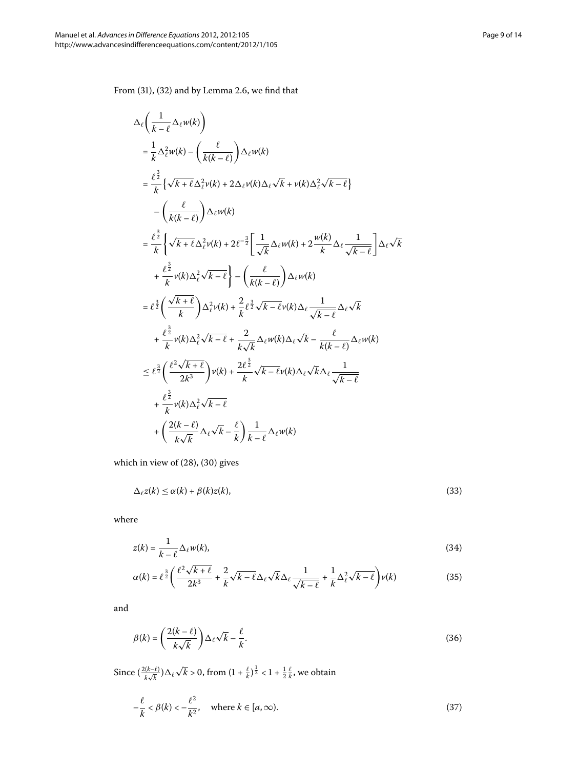From (31), (32) and by Lemma 2.6, we find that

$$
\begin{aligned}
&\Delta_\ell\left(\frac{1}{k-\ell}\Delta_\ell w(k)\right) \\
&= \frac{1}{k}\Delta_\ell^2 w(k) - \left(\frac{\ell}{k(k-\ell)}\right)\Delta_\ell w(k) \\
&= \frac{\ell^{\frac{3}{2}}}{k}\left\{\sqrt{k+\ell}\,\Delta_\ell^2 v(k) + 2\Delta_\ell v(k)\Delta_\ell\sqrt{k} + v(k)\Delta_\ell^2\sqrt{k-\ell}\right\} \\
&\quad - \left(\frac{\ell}{k(k-\ell)}\right)\Delta_\ell w(k) \\
&= \frac{\ell^{\frac{3}{2}}}{k}\left\{\sqrt{k+\ell}\,\Delta_\ell^2 v(k) + 2\ell^{-\frac{3}{2}}\left[\frac{1}{\sqrt{k}}\Delta_\ell w(k) + 2\frac{w(k)}{k}\Delta_\ell\frac{1}{\sqrt{k-\ell}}\right]\Delta_\ell\sqrt{k}\right. \\
&\quad \left. + \frac{\ell^{\frac{3}{2}}}{k}v(k)\Delta_\ell^2\sqrt{k-\ell}\right\} - \left(\frac{\ell}{k(k-\ell)}\right)\Delta_\ell w(k) \\
&= \ell^{\frac{3}{2}}\left(\frac{\sqrt{k+\ell}}{k}\right)\Delta_\ell^2 v(k) + \frac{2}{k}\ell^{\frac{3}{2}}\sqrt{k-\ell}\,v(k)\Delta_\ell\frac{1}{\sqrt{k-\ell}}\Delta_\ell\sqrt{k} \\
&\quad + \frac{\ell^{\frac{3}{2}}}{k}v(k)\Delta_\ell^2\sqrt{k-\ell} + \frac{2}{k\sqrt{k}}\Delta_\ell w(k)\Delta_\ell\sqrt{k} - \frac{\ell}{k(k-\ell)}\Delta_\ell w(k) \\
&\le \ell^{\frac{3}{2}}\left(\frac{\ell^2\sqrt{k+\ell}}{2k^3}\right)v(k) + \frac{2\ell^{\frac{3}{2}}}{k}\sqrt{k-\ell}\,v(k)\Delta_\ell\sqrt{k}\Delta_\ell\frac{1}{\sqrt{k-\ell}} \\
&\quad + \frac{\ell^{\frac{3}{2}}}{k}v(k)\Delta_\ell^2\sqrt{k-\ell} \\
&\quad + \left(\frac{2(k-\ell)}{k\sqrt{k}}\Delta_\ell\sqrt{k} - \frac{\ell}{k}\right)\frac{1}{k-\ell}\Delta_\ell w(k)
\end{aligned}
$$

which in view of (28), (30) gives

$$
\Delta_\ell z(k) \le \alpha(k) + \beta(k)z(k), \tag{33}
$$

where

$$
z(k) = \frac{1}{k-\ell}\Delta_\ell w(k), \tag{34}
$$

$$
\alpha(k) = \ell^{\frac{3}{2}}\left(\frac{\ell^2\sqrt{k+\ell}}{2k^3} + \frac{2}{k}\sqrt{k-\ell}\,\Delta_\ell\sqrt{k}\,\Delta_\ell\frac{1}{\sqrt{k-\ell}} + \frac{1}{k}\Delta_\ell^2\sqrt{k-\ell}\right)v(k) \tag{35}
$$

and

$$
\beta(k) = \left(\frac{2(k-\ell)}{k\sqrt{k}}\right)\Delta_\ell\sqrt{k} - \frac{\ell}{k}. \tag{36}
$$

Since $(\frac{2(k-\ell)}{k\sqrt{k}})\Delta_\ell\sqrt{k} > 0$, from $(1+\frac{\ell}{k})^{\frac{1}{2}} < 1 + \frac{1}{2}\frac{\ell}{k}$, we obtain

$$
-\frac{\ell}{k} < \beta(k) < -\frac{\ell^2}{k^2}, \quad \text{where } k \in [a, \infty). \tag{37}
$$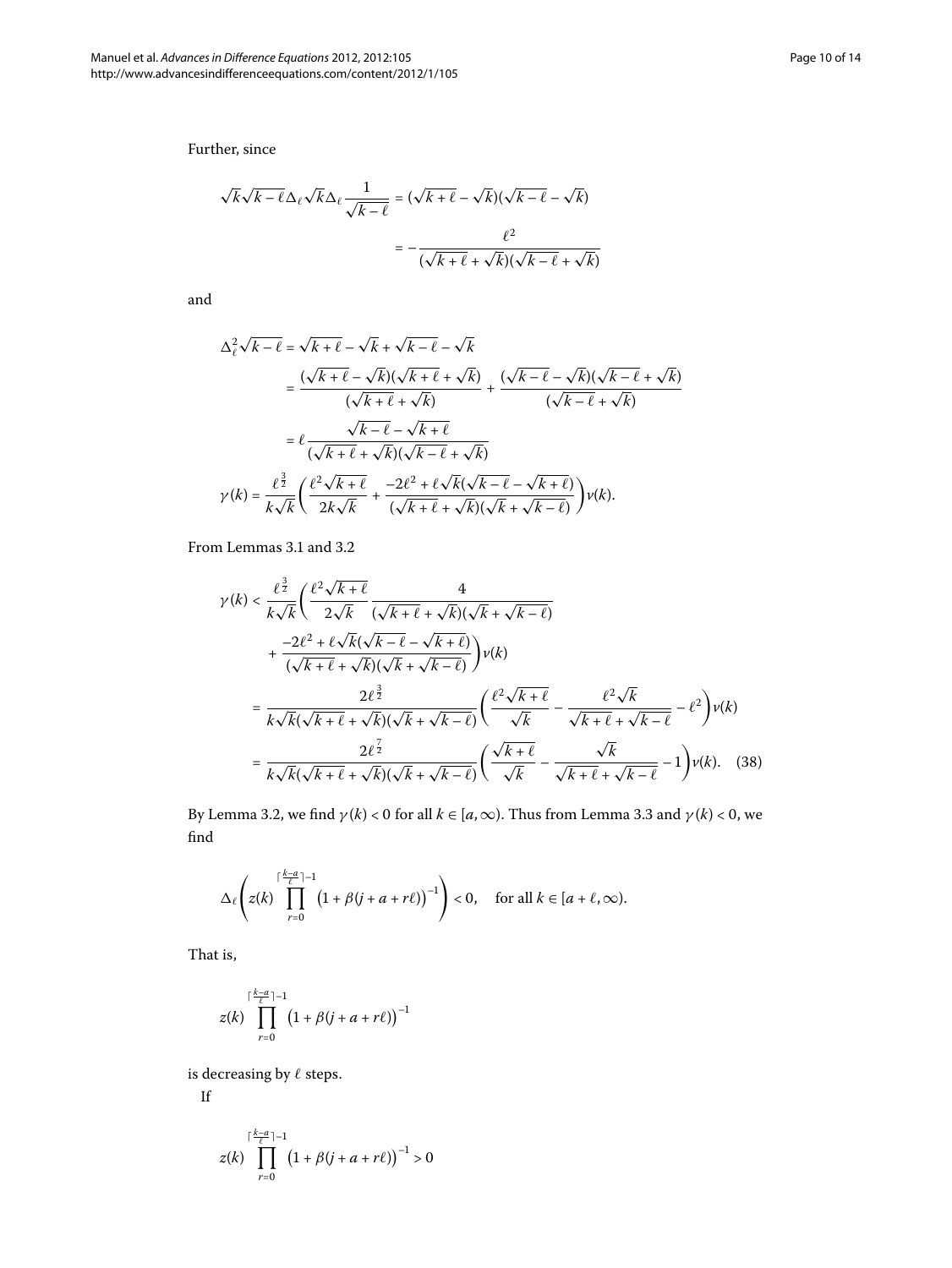Further, since

$$\sqrt{k}\sqrt{k-\ell}\Delta_\ell \sqrt{k}\Delta_\ell \frac{1}{\sqrt{k-\ell}} = (\sqrt{k+\ell}-\sqrt{k})(\sqrt{k-\ell}-\sqrt{k})$$
$$= -\frac{\ell^2}{(\sqrt{k+\ell}+\sqrt{k})(\sqrt{k-\ell}+\sqrt{k})}$$

and

$$\begin{aligned}
\Delta_\ell^2\sqrt{k-\ell} &= \sqrt{k+\ell}-\sqrt{k}+\sqrt{k-\ell}-\sqrt{k} \\
&= \frac{(\sqrt{k+\ell}-\sqrt{k})(\sqrt{k+\ell}+\sqrt{k})}{(\sqrt{k+\ell}+\sqrt{k})} + \frac{(\sqrt{k-\ell}-\sqrt{k})(\sqrt{k-\ell}+\sqrt{k})}{(\sqrt{k-\ell}+\sqrt{k})} \\
&= \ell\frac{\sqrt{k-\ell}-\sqrt{k+\ell}}{(\sqrt{k+\ell}+\sqrt{k})(\sqrt{k-\ell}+\sqrt{k})} \\
\gamma(k) &= \frac{\ell^{\frac{3}{2}}}{k\sqrt{k}}\left(\frac{\ell^2\sqrt{k+\ell}}{2k\sqrt{k}} + \frac{-2\ell^2+\ell\sqrt{k}(\sqrt{k-\ell}-\sqrt{k+\ell})}{(\sqrt{k+\ell}+\sqrt{k})(\sqrt{k}+\sqrt{k-\ell})}\right)\nu(k).
\end{aligned}$$

From Lemmas 3.1 and 3.2

$$\begin{aligned}
\gamma(k) &< \frac{\ell^{\frac{3}{2}}}{k\sqrt{k}}\left(\frac{\ell^2\sqrt{k+\ell}}{2\sqrt{k}}\frac{4}{(\sqrt{k+\ell}+\sqrt{k})(\sqrt{k}+\sqrt{k-\ell})}\right. \\
&\quad \left. + \frac{-2\ell^2+\ell\sqrt{k}(\sqrt{k-\ell}-\sqrt{k+\ell})}{(\sqrt{k+\ell}+\sqrt{k})(\sqrt{k}+\sqrt{k-\ell})}\right)\nu(k) \\
&= \frac{2\ell^{\frac{3}{2}}}{k\sqrt{k}(\sqrt{k+\ell}+\sqrt{k})(\sqrt{k}+\sqrt{k-\ell})}\left(\frac{\ell^2\sqrt{k+\ell}}{\sqrt{k}} - \frac{\ell^2\sqrt{k}}{\sqrt{k+\ell}+\sqrt{k-\ell}} - \ell^2\right)\nu(k) \\
&= \frac{2\ell^{\frac{7}{2}}}{k\sqrt{k}(\sqrt{k+\ell}+\sqrt{k})(\sqrt{k}+\sqrt{k-\ell})}\left(\frac{\sqrt{k+\ell}}{\sqrt{k}} - \frac{\sqrt{k}}{\sqrt{k+\ell}+\sqrt{k-\ell}} - 1\right)\nu(k). \quad (38)
\end{aligned}$$

By Lemma 3.2, we find $\gamma(k) < 0$ for all $k \in [a,\infty)$. Thus from Lemma 3.3 and $\gamma(k) < 0$, we find

$$\Delta_\ell\left(z(k)\prod_{r=0}^{\lceil\frac{k-a}{\ell}\rceil-1}\left(1+\beta(j+a+r\ell)\right)^{-1}\right) < 0, \quad \text{for all } k \in [a+\ell,\infty).$$

That is,

$$z(k)\prod_{r=0}^{\lceil\frac{k-a}{\ell}\rceil-1}\left(1+\beta(j+a+r\ell)\right)^{-1}$$

is decreasing by $\ell$ steps.

If

$$z(k)\prod_{r=0}^{\lceil\frac{k-a}{\ell}\rceil-1}\left(1+\beta(j+a+r\ell)\right)^{-1} > 0$$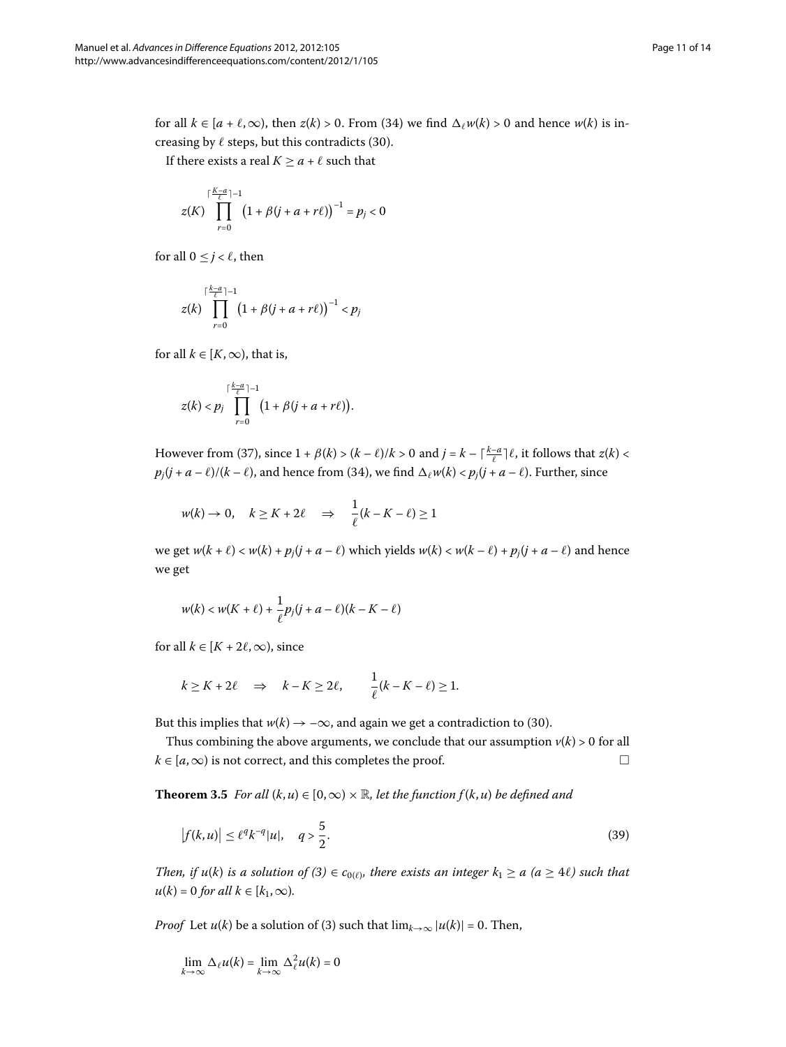for all $k \in [a+\ell, \infty)$, then $z(k) > 0$. From (34) we find $\Delta_\ell w(k) > 0$ and hence $w(k)$ is increasing by $\ell$ steps, but this contradicts (30).

If there exists a real $K \geq a + \ell$ such that

$$z(K) \prod_{r=0}^{\lceil \frac{K-a}{\ell} \rceil - 1} \big(1 + \beta(j + a + r\ell)\big)^{-1} = p_j < 0$$

for all $0 \leq j < \ell$, then

$$z(k) \prod_{r=0}^{\lceil \frac{k-a}{\ell} \rceil - 1} \big(1 + \beta(j + a + r\ell)\big)^{-1} < p_j$$

for all $k \in [K, \infty)$, that is,

$$z(k) < p_j \prod_{r=0}^{\lceil \frac{k-a}{\ell} \rceil - 1} \big(1 + \beta(j + a + r\ell)\big).$$

However from (37), since $1 + \beta(k) > (k-\ell)/k > 0$ and $j = k - \lceil \frac{k-a}{\ell} \rceil \ell$, it follows that $z(k) < p_j(j + a - \ell)/(k - \ell)$, and hence from (34), we find $\Delta_\ell w(k) < p_j(j + a - \ell)$. Further, since

$$w(k) \to 0, \quad k \geq K + 2\ell \quad \Rightarrow \quad \frac{1}{\ell}(k - K - \ell) \geq 1$$

we get $w(k+\ell) < w(k) + p_j(j + a - \ell)$ which yields $w(k) < w(k-\ell) + p_j(j + a - \ell)$ and hence we get

$$w(k) < w(K + \ell) + \frac{1}{\ell} p_j (j + a - \ell)(k - K - \ell)$$

for all $k \in [K + 2\ell, \infty)$, since

$$k \geq K + 2\ell \quad \Rightarrow \quad k - K \geq 2\ell, \qquad \frac{1}{\ell}(k - K - \ell) \geq 1.$$

But this implies that $w(k) \to -\infty$, and again we get a contradiction to (30).

Thus combining the above arguments, we conclude that our assumption $v(k) > 0$ for all $k \in [a, \infty)$ is not correct, and this completes the proof. □

**Theorem 3.5** *For all $(k, u) \in [0, \infty) \times \mathbb{R}$, let the function $f(k, u)$ be defined and*

$$\big|f(k, u)\big| \leq \ell^q k^{-q} |u|, \quad q > \frac{5}{2}. \tag{39}$$

*Then, if $u(k)$ is a solution of (3) $\in c_{0(\ell)}$, there exists an integer $k_1 \geq a$ ($a \geq 4\ell$) such that $u(k) = 0$ for all $k \in [k_1, \infty)$.*

*Proof* Let $u(k)$ be a solution of (3) such that $\lim_{k\to\infty} |u(k)| = 0$. Then,

$$\lim_{k\to\infty} \Delta_\ell u(k) = \lim_{k\to\infty} \Delta_\ell^2 u(k) = 0$$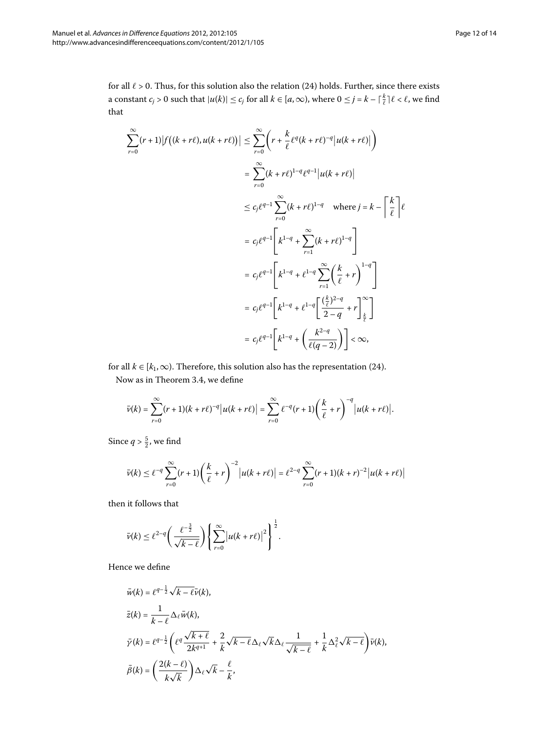for all $\ell > 0$. Thus, for this solution also the relation (24) holds. Further, since there exists a constant $c_j > 0$ such that $|u(k)| \le c_j$ for all $k \in [a, \infty)$, where $0 \le j = k - \lceil \frac{k}{\ell} \rceil \ell < \ell$, we find that

$$
\begin{aligned}
\sum_{r=0}^{\infty} (r+1)\big|f\big((k+r\ell), u(k+r\ell)\big)\big| &\le \sum_{r=0}^{\infty} \left( r + \frac{k}{\ell} \ell^{q} (k+r\ell)^{-q} \big|u(k+r\ell)\big| \right) \\
&= \sum_{r=0}^{\infty} (k+r\ell)^{1-q} \ell^{q-1} \big|u(k+r\ell)\big| \\
&\le c_j \ell^{q-1} \sum_{r=0}^{\infty} (k+r\ell)^{1-q} \quad \text{where } j = k - \left\lceil \frac{k}{\ell} \right\rceil \ell \\
&= c_j \ell^{q-1} \left[ k^{1-q} + \sum_{r=1}^{\infty} (k+r\ell)^{1-q} \right] \\
&= c_j \ell^{q-1} \left[ k^{1-q} + \ell^{1-q} \sum_{r=1}^{\infty} \left( \frac{k}{\ell} + r \right)^{1-q} \right] \\
&= c_j \ell^{q-1} \left[ k^{1-q} + \ell^{1-q} \left[ \frac{(\frac{k}{\ell})^{2-q}}{2-q} + r \right]_{\frac{k}{\ell}}^{\infty} \right] \\
&= c_j \ell^{q-1} \left[ k^{1-q} + \left( \frac{k^{2-q}}{\ell(q-2)} \right) \right] < \infty,
\end{aligned}
$$

for all $k \in [k_1, \infty)$. Therefore, this solution also has the representation (24).

Now as in Theorem 3.4, we define

$$
\bar{v}(k) = \sum_{r=0}^{\infty} (r+1)(k+r\ell)^{-q} \big|u(k+r\ell)\big| = \sum_{r=0}^{\infty} \ell^{-q} (r+1) \left( \frac{k}{\ell} + r \right)^{-q} \big|u(k+r\ell)\big|.
$$

Since $q > \frac{5}{2}$, we find

$$
\bar{v}(k) \le \ell^{-q} \sum_{r=0}^{\infty} (r+1) \left( \frac{k}{\ell} + r \right)^{-2} \big|u(k+r\ell)\big| = \ell^{2-q} \sum_{r=0}^{\infty} (r+1)(k+r)^{-2} \big|u(k+r\ell)\big|
$$

then it follows that

$$
\bar{v}(k) \le \ell^{2-q} \left( \frac{\ell^{-\frac{3}{2}}}{\sqrt{k-\ell}} \right) \left\{ \sum_{r=0}^{\infty} \big|u(k+r\ell)\big|^2 \right\}^{\frac{1}{2}}.
$$

Hence we define

$$
\begin{aligned}
\bar{w}(k) &= \ell^{q-\frac{1}{2}} \sqrt{k-\ell}\, \bar{v}(k), \\
\bar{z}(k) &= \frac{1}{k-\ell} \Delta_{\ell} \bar{w}(k), \\
\bar{\gamma}(k) &= \ell^{q-\frac{1}{2}} \left( \ell^{q} \frac{\sqrt{k+\ell}}{2k^{q+1}} + \frac{2}{k} \sqrt{k-\ell}\, \Delta_{\ell} \sqrt{k}\, \Delta_{\ell} \frac{1}{\sqrt{k-\ell}} + \frac{1}{k} \Delta_{\ell}^{2} \sqrt{k-\ell} \right) \bar{v}(k), \\
\bar{\beta}(k) &= \left( \frac{2(k-\ell)}{k\sqrt{k}} \right) \Delta_{\ell} \sqrt{k} - \frac{\ell}{k},
\end{aligned}
$$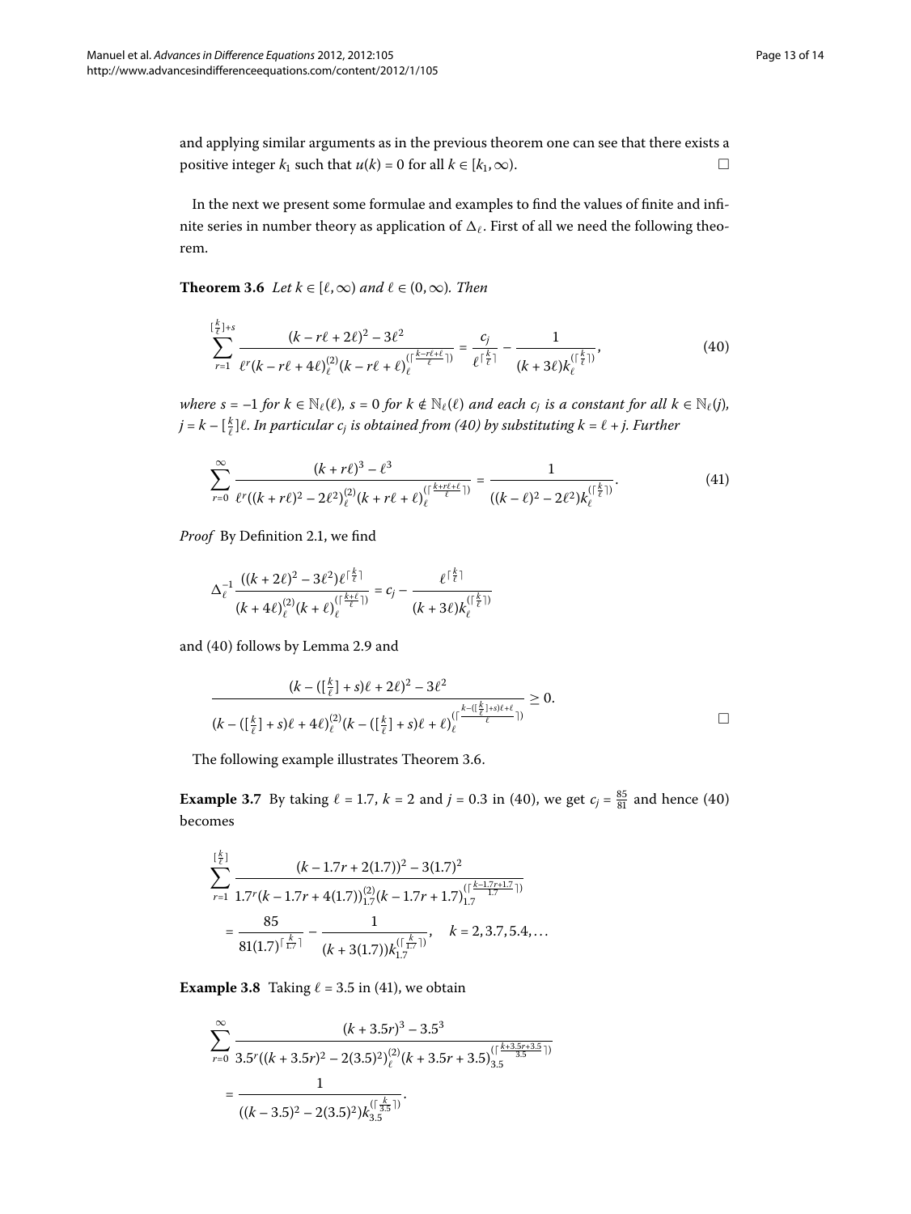and applying similar arguments as in the previous theorem one can see that there exists a positive integer $k_1$ such that $u(k) = 0$ for all $k \in [k_1, \infty)$. $\square$

In the next we present some formulae and examples to find the values of finite and infinite series in number theory as application of $\Delta_\ell$. First of all we need the following theorem.

**Theorem 3.6** *Let $k \in [\ell, \infty)$ and $\ell \in (0, \infty)$. Then*

$$\sum_{r=1}^{[\frac{k}{\ell}]+s} \frac{(k - r\ell + 2\ell)^2 - 3\ell^2}{\ell^r (k - r\ell + 4\ell)_\ell^{(2)} (k - r\ell + \ell)_\ell^{(\lceil \frac{k-r\ell+\ell}{\ell} \rceil)}} = \frac{c_j}{\ell^{\lceil \frac{k}{\ell} \rceil}} - \frac{1}{(k+3\ell) k_\ell^{(\lceil \frac{k}{\ell} \rceil)}}, \tag{40}$$

*where $s = -1$ for $k \in \mathbb{N}_\ell(\ell)$, $s = 0$ for $k \notin \mathbb{N}_\ell(\ell)$ and each $c_j$ is a constant for all $k \in \mathbb{N}_\ell(j)$, $j = k - [\frac{k}{\ell}]\ell$. In particular $c_j$ is obtained from (40) by substituting $k = \ell + j$. Further*

$$\sum_{r=0}^{\infty} \frac{(k + r\ell)^3 - \ell^3}{\ell^r ((k + r\ell)^2 - 2\ell^2)_\ell^{(2)} (k + r\ell + \ell)_\ell^{(\lceil \frac{k+r\ell+\ell}{\ell} \rceil)}} = \frac{1}{((k-\ell)^2 - 2\ell^2) k_\ell^{(\lceil \frac{k}{\ell} \rceil)}}. \tag{41}$$

*Proof* By Definition 2.1, we find

$$\Delta_\ell^{-1} \frac{((k+2\ell)^2 - 3\ell^2)\ell^{\lceil \frac{k}{\ell} \rceil}}{(k+4\ell)_\ell^{(2)} (k+\ell)_\ell^{(\lceil \frac{k+\ell}{\ell} \rceil)}} = c_j - \frac{\ell^{\lceil \frac{k}{\ell} \rceil}}{(k+3\ell) k_\ell^{(\lceil \frac{k}{\ell} \rceil)}}$$

and (40) follows by Lemma 2.9 and

$$\frac{(k - ([\frac{k}{\ell}]+s)\ell + 2\ell)^2 - 3\ell^2}{(k - ([\frac{k}{\ell}]+s)\ell + 4\ell)_\ell^{(2)} (k - ([\frac{k}{\ell}]+s)\ell + \ell)_\ell^{(\lceil \frac{k - ([\frac{k}{\ell}]+s)\ell + \ell}{\ell} \rceil)}} \geq 0.$$

$\square$

The following example illustrates Theorem 3.6.

**Example 3.7** By taking $\ell = 1.7$, $k = 2$ and $j = 0.3$ in (40), we get $c_j = \frac{85}{81}$ and hence (40) becomes

$$\begin{aligned}
&\sum_{r=1}^{[\frac{k}{\ell}]} \frac{(k - 1.7r + 2(1.7))^2 - 3(1.7)^2}{1.7^r (k - 1.7r + 4(1.7))_{1.7}^{(2)} (k - 1.7r + 1.7)_{1.7}^{(\lceil \frac{k-1.7r+1.7}{1.7} \rceil)}} \\
&\quad = \frac{85}{81 (1.7)^{\lceil \frac{k}{1.7} \rceil}} - \frac{1}{(k + 3(1.7)) k_{1.7}^{(\lceil \frac{k}{1.7} \rceil)}}, \quad k = 2, 3.7, 5.4, \ldots
\end{aligned}$$

**Example 3.8** Taking $\ell = 3.5$ in (41), we obtain

$$\begin{aligned}
&\sum_{r=0}^{\infty} \frac{(k + 3.5r)^3 - 3.5^3}{3.5^r ((k + 3.5r)^2 - 2(3.5)^2)_\ell^{(2)} (k + 3.5r + 3.5)_{3.5}^{(\lceil \frac{k+3.5r+3.5}{3.5} \rceil)}} \\
&\quad = \frac{1}{((k - 3.5)^2 - 2(3.5)^2) k_{3.5}^{(\lceil \frac{k}{3.5} \rceil)}}.
\end{aligned}$$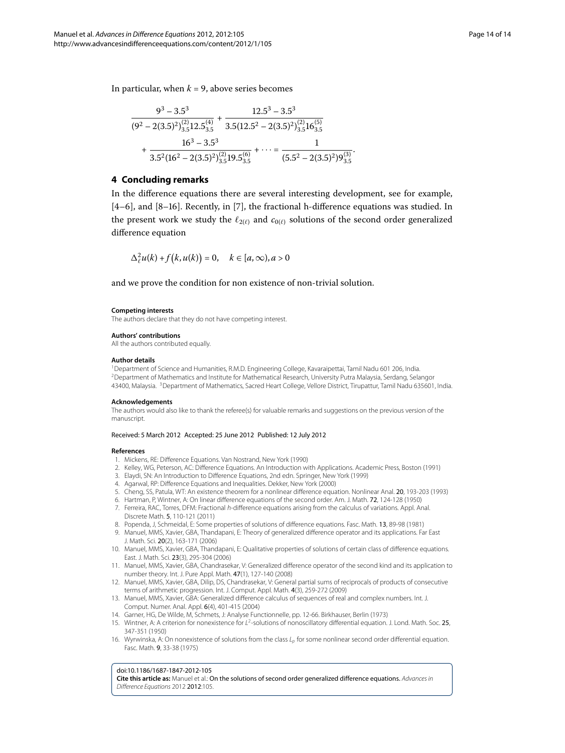In particular, when $k = 9$, above series becomes

$$\frac{9^3 - 3.5^3}{(9^2 - 2(3.5)^2)^{(2)}_{3.5} 12.5^{(4)}_{3.5}} + \frac{12.5^3 - 3.5^3}{3.5(12.5^2 - 2(3.5)^2)^{(2)}_{3.5} 16^{(5)}_{3.5}}$$
$$+ \frac{16^3 - 3.5^3}{3.5^2(16^2 - 2(3.5)^2)^{(2)}_{3.5} 19.5^{(6)}_{3.5}} + \cdots = \frac{1}{(5.5^2 - 2(3.5)^2) 9^{(3)}_{3.5}}.$$

## 4 Concluding remarks

In the difference equations there are several interesting development, see for example, [4–6], and [8–16]. Recently, in [7], the fractional h-difference equations was studied. In the present work we study the $\ell_{2(\ell)}$ and $c_{0(\ell)}$ solutions of the second order generalized difference equation

$$\Delta_{\ell}^2 u(k) + f\big(k, u(k)\big) = 0, \quad k \in [a, \infty), a > 0$$

and we prove the condition for non existence of non-trivial solution.

**Competing interests**

The authors declare that they do not have competing interest.

**Authors' contributions**

All the authors contributed equally.

**Author details**

[1]Department of Science and Humanities, R.M.D. Engineering College, Kavaraipettai, Tamil Nadu 601 206, India. [2]Department of Mathematics and Institute for Mathematical Research, University Putra Malaysia, Serdang, Selangor 43400, Malaysia. [3]Department of Mathematics, Sacred Heart College, Vellore District, Tirupattur, Tamil Nadu 635601, India.

**Acknowledgements**

The authors would also like to thank the referee(s) for valuable remarks and suggestions on the previous version of the manuscript.

Received: 5 March 2012 Accepted: 25 June 2012 Published: 12 July 2012

**References**

1. Mickens, RE: Difference Equations. Van Nostrand, New York (1990)
2. Kelley, WG, Peterson, AC: Difference Equations. An Introduction with Applications. Academic Press, Boston (1991)
3. Elaydi, SN: An Introduction to Difference Equations, 2nd edn. Springer, New York (1999)
4. Agarwal, RP: Difference Equations and Inequalities. Dekker, New York (2000)
5. Cheng, SS, Patula, WT: An existence theorem for a nonlinear difference equation. Nonlinear Anal. **20**, 193-203 (1993)
6. Hartman, P, Wintner, A: On linear difference equations of the second order. Am. J. Math. **72**, 124-128 (1950)
7. Ferreira, RAC, Torres, DFM: Fractional *h*-difference equations arising from the calculus of variations. Appl. Anal. Discrete Math. **5**, 110-121 (2011)
8. Popenda, J, Schmeidal, E: Some properties of solutions of difference equations. Fasc. Math. **13**, 89-98 (1981)
9. Manuel, MMS, Xavier, GBA, Thandapani, E: Theory of generalized difference operator and its applications. Far East J. Math. Sci. **20**(2), 163-171 (2006)
10. Manuel, MMS, Xavier, GBA, Thandapani, E: Qualitative properties of solutions of certain class of difference equations. East. J. Math. Sci. **23**(3), 295-304 (2006)
11. Manuel, MMS, Xavier, GBA, Chandrasekar, V: Generalized difference operator of the second kind and its application to number theory. Int. J. Pure Appl. Math. **47**(1), 127-140 (2008)
12. Manuel, MMS, Xavier, GBA, Dilip, DS, Chandrasekar, V: General partial sums of reciprocals of products of consecutive terms of arithmetic progression. Int. J. Comput. Appl. Math. **4**(3), 259-272 (2009)
13. Manuel, MMS, Xavier, GBA: Generalized difference calculus of sequences of real and complex numbers. Int. J. Comput. Numer. Anal. Appl. **6**(4), 401-415 (2004)
14. Garner, HG, De Wilde, M, Schmets, J: Analyse Functionnelle, pp. 12-66. Birkhauser, Berlin (1973)
15. Wintner, A: A criterion for nonexistence for $L^2$-solutions of nonoscillatory differential equation. J. Lond. Math. Soc. **25**, 347-351 (1950)
16. Wyrwinska, A: On nonexistence of solutions from the class $L_p$ for some nonlinear second order differential equation. Fasc. Math. **9**, 33-38 (1975)

doi:10.1186/1687-1847-2012-105

**Cite this article as:** Manuel et al.: **On the solutions of second order generalized difference equations.** *Advances in Difference Equations* 2012 **2012**:105.